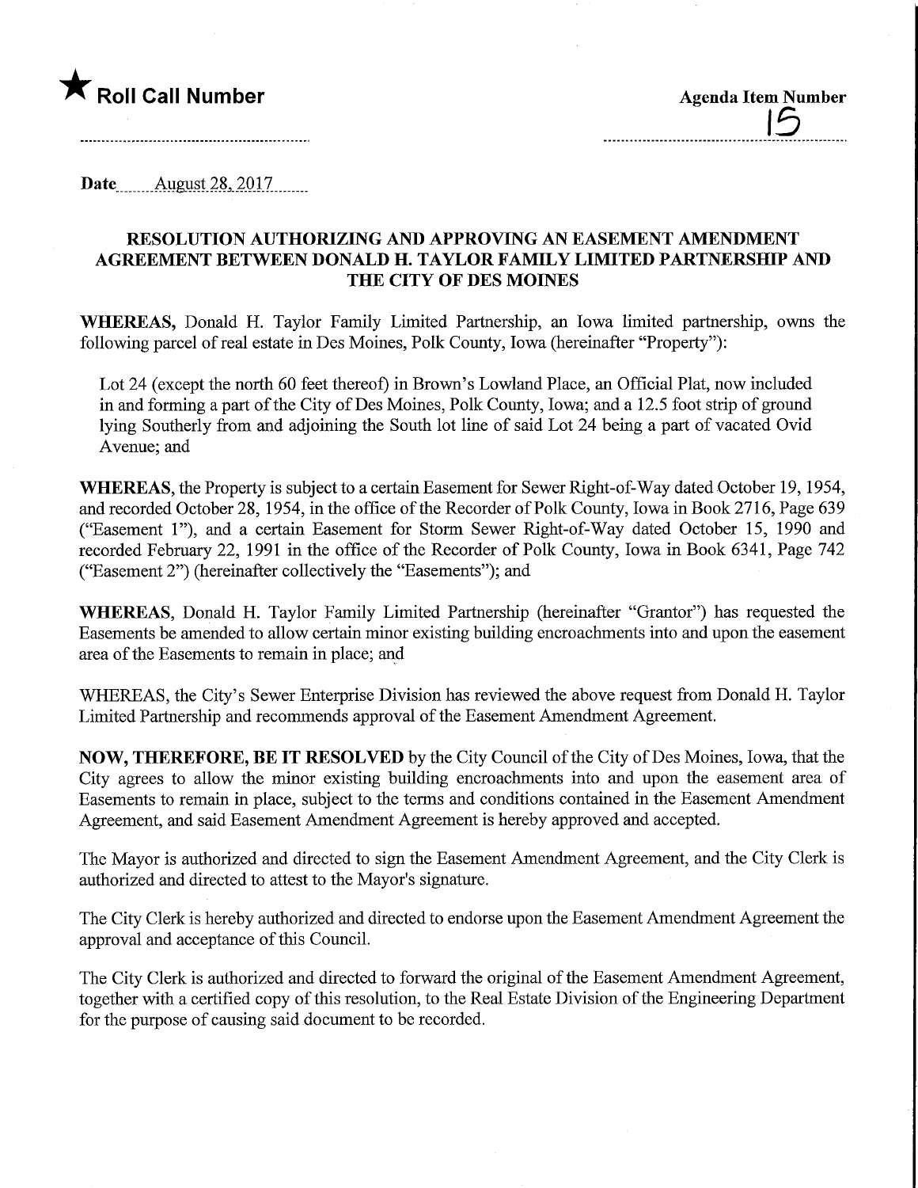★ **Roll Call Number**

**Agenda Item Number**
15

**Date** August 28, 2017

## RESOLUTION AUTHORIZING AND APPROVING AN EASEMENT AMENDMENT AGREEMENT BETWEEN DONALD H. TAYLOR FAMILY LIMITED PARTNERSHIP AND THE CITY OF DES MOINES

**WHEREAS,** Donald H. Taylor Family Limited Partnership, an Iowa limited partnership, owns the following parcel of real estate in Des Moines, Polk County, Iowa (hereinafter "Property"):

Lot 24 (except the north 60 feet thereof) in Brown's Lowland Place, an Official Plat, now included in and forming a part of the City of Des Moines, Polk County, Iowa; and a 12.5 foot strip of ground lying Southerly from and adjoining the South lot line of said Lot 24 being a part of vacated Ovid Avenue; and

**WHEREAS,** the Property is subject to a certain Easement for Sewer Right-of-Way dated October 19, 1954, and recorded October 28, 1954, in the office of the Recorder of Polk County, Iowa in Book 2716, Page 639 ("Easement 1"), and a certain Easement for Storm Sewer Right-of-Way dated October 15, 1990 and recorded February 22, 1991 in the office of the Recorder of Polk County, Iowa in Book 6341, Page 742 ("Easement 2") (hereinafter collectively the "Easements"); and

**WHEREAS,** Donald H. Taylor Family Limited Partnership (hereinafter "Grantor") has requested the Easements be amended to allow certain minor existing building encroachments into and upon the easement area of the Easements to remain in place; and

WHEREAS, the City's Sewer Enterprise Division has reviewed the above request from Donald H. Taylor Limited Partnership and recommends approval of the Easement Amendment Agreement.

**NOW, THEREFORE, BE IT RESOLVED** by the City Council of the City of Des Moines, Iowa, that the City agrees to allow the minor existing building encroachments into and upon the easement area of Easements to remain in place, subject to the terms and conditions contained in the Easement Amendment Agreement, and said Easement Amendment Agreement is hereby approved and accepted.

The Mayor is authorized and directed to sign the Easement Amendment Agreement, and the City Clerk is authorized and directed to attest to the Mayor's signature.

The City Clerk is hereby authorized and directed to endorse upon the Easement Amendment Agreement the approval and acceptance of this Council.

The City Clerk is authorized and directed to forward the original of the Easement Amendment Agreement, together with a certified copy of this resolution, to the Real Estate Division of the Engineering Department for the purpose of causing said document to be recorded.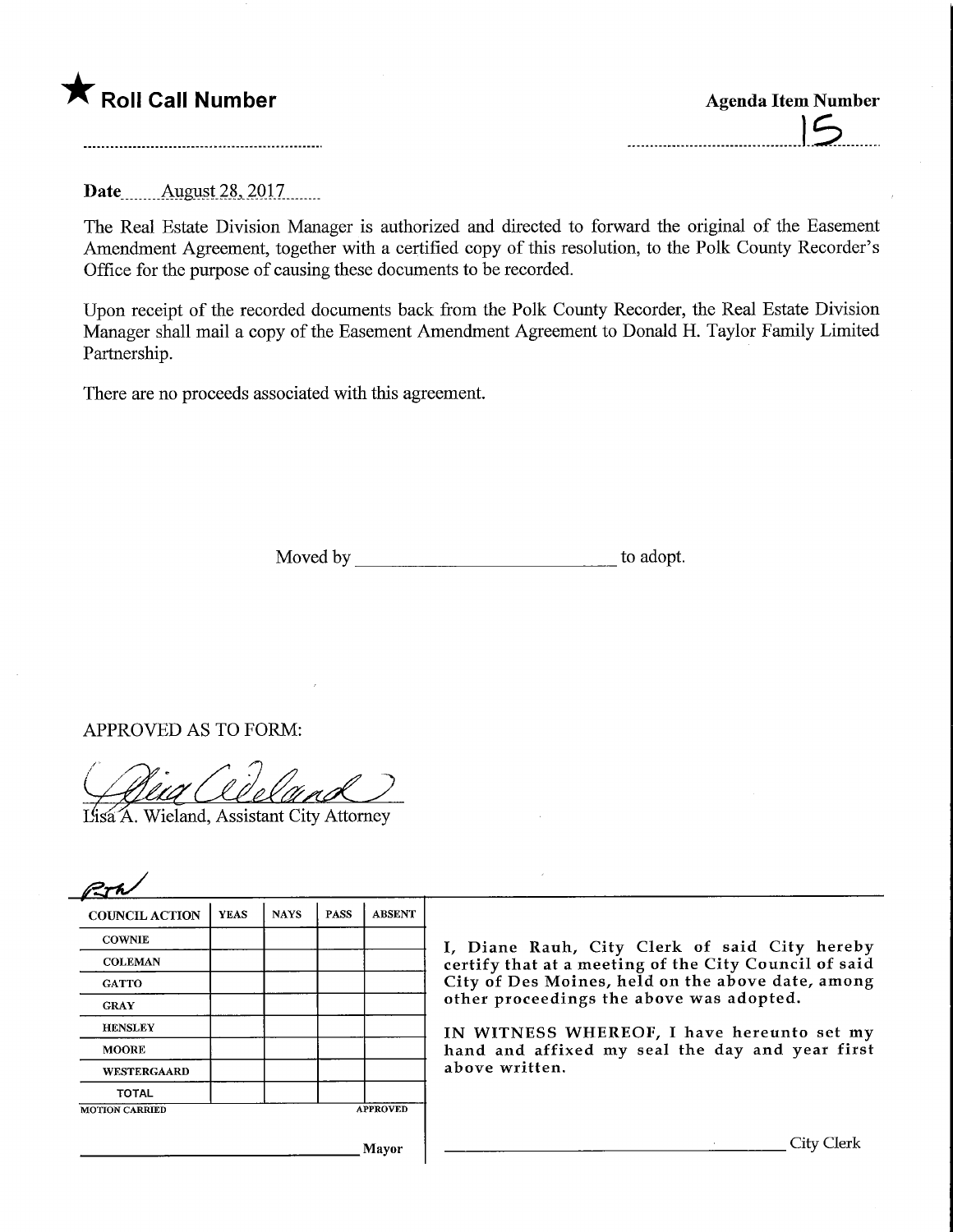★ **Roll Call Number**

**Agenda Item Number**

15

**Date** August 28, 2017

The Real Estate Division Manager is authorized and directed to forward the original of the Easement Amendment Agreement, together with a certified copy of this resolution, to the Polk County Recorder's Office for the purpose of causing these documents to be recorded.

Upon receipt of the recorded documents back from the Polk County Recorder, the Real Estate Division Manager shall mail a copy of the Easement Amendment Agreement to Donald H. Taylor Family Limited Partnership.

There are no proceeds associated with this agreement.

Moved by ______________________ to adopt.

APPROVED AS TO FORM:

Lisa A. Wieland, Assistant City Attorney

| COUNCIL ACTION | YEAS | NAYS | PASS | ABSENT |
|---|---|---|---|---|
| COWNIE | | | | |
| COLEMAN | | | | |
| GATTO | | | | |
| GRAY | | | | |
| HENSLEY | | | | |
| MOORE | | | | |
| WESTERGAARD | | | | |
| TOTAL | | | | |
| MOTION CARRIED | | | | APPROVED |

______________________ Mayor

I, Diane Rauh, City Clerk of said City hereby certify that at a meeting of the City Council of said City of Des Moines, held on the above date, among other proceedings the above was adopted.

IN WITNESS WHEREOF, I have hereunto set my hand and affixed my seal the day and year first above written.

______________________ City Clerk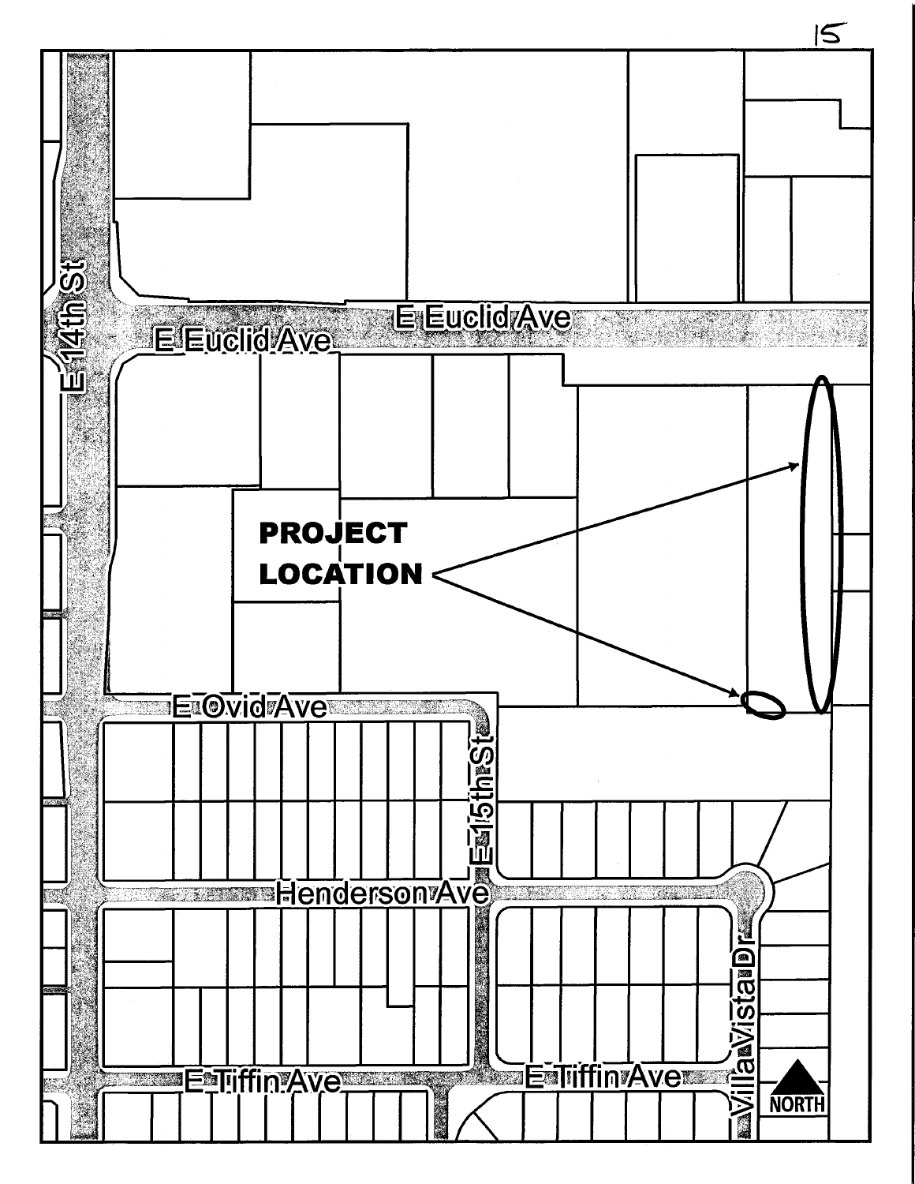PROJECT LOCATION

E 14th St

E Euclid Ave

E Euclid Ave

E Ovid Ave

E 15th St

Henderson Ave

E Tiffin Ave

E Tiffin Ave

Villa Vista Dr

NORTH